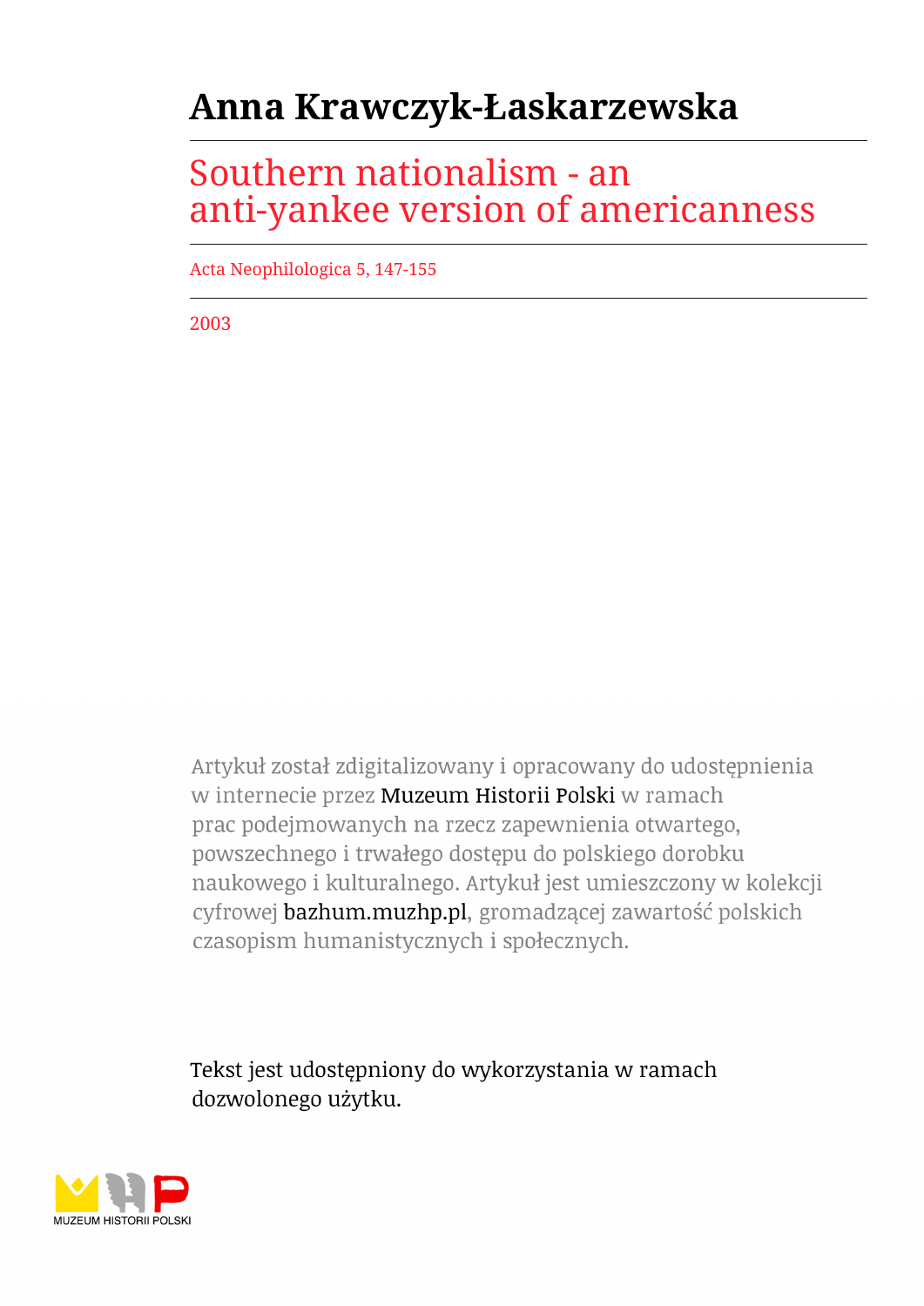# Anna Krawczyk-Łaskarzewska

## Southern nationalism - an anti-yankee version of americanness

Acta Neophilologica 5, 147-155

2003

Artykuł został zdigitalizowany i opracowany do udostępnienia w internecie przez Muzeum Historii Polski w ramach prac podejmowanych na rzecz zapewnienia otwartego, powszechnego i trwałego dostępu do polskiego dorobku naukowego i kulturalnego. Artykuł jest umieszczony w kolekcji cyfrowej bazhum.muzhp.pl, gromadzącej zawartość polskich czasopism humanistycznych i społecznych.

Tekst jest udostępniony do wykorzystania w ramach dozwolonego użytku.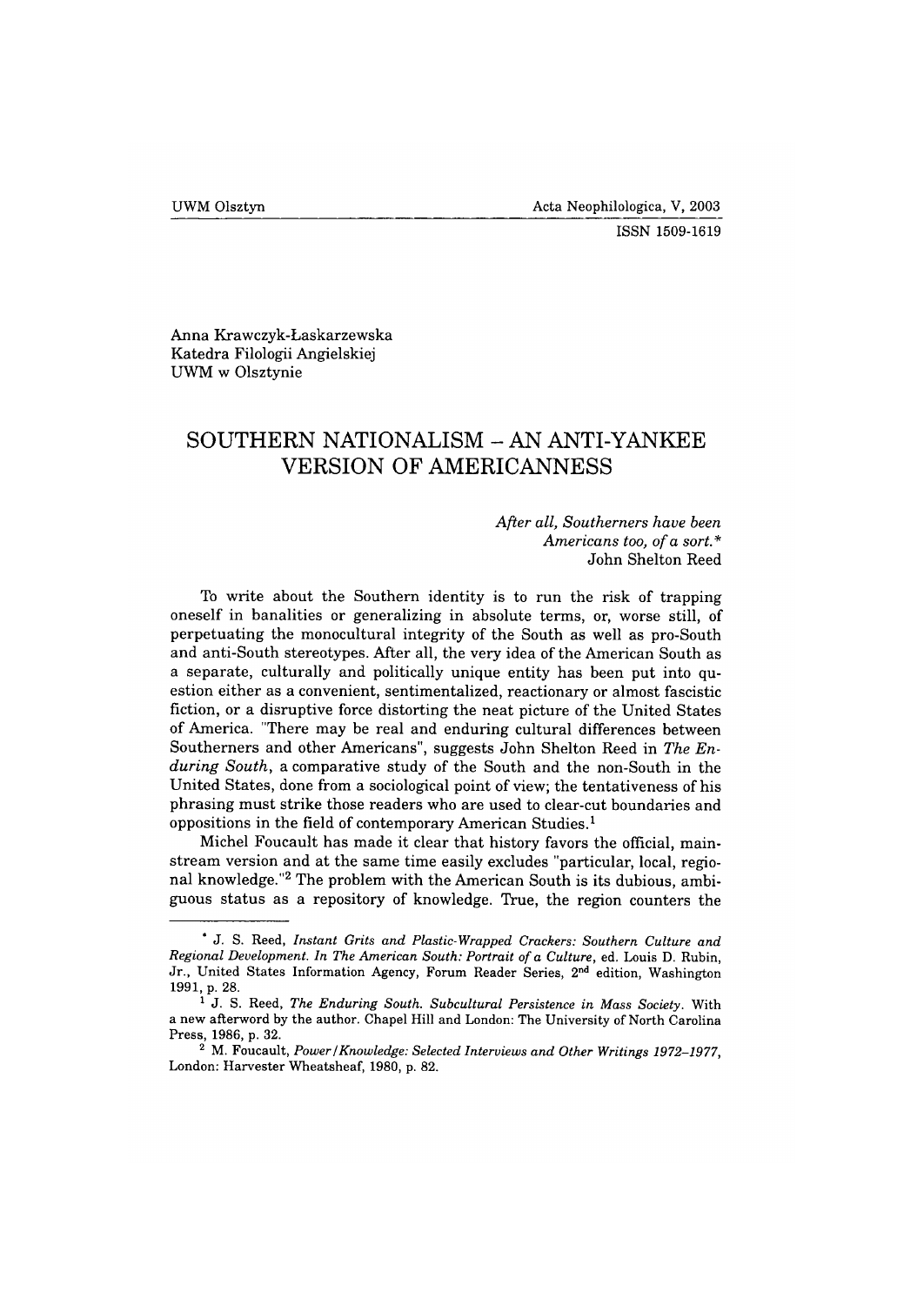Anna Krawczyk-Łaskarzewska
Katedra Filologii Angielskiej
UWM w Olsztynie

# SOUTHERN NATIONALISM – AN ANTI-YANKEE VERSION OF AMERICANNESS

> *After all, Southerners have been Americans too, of a sort.**
> John Shelton Reed

To write about the Southern identity is to run the risk of trapping oneself in banalities or generalizing in absolute terms, or, worse still, of perpetuating the monocultural integrity of the South as well as pro-South and anti-South stereotypes. After all, the very idea of the American South as a separate, culturally and politically unique entity has been put into question either as a convenient, sentimentalized, reactionary or almost fascistic fiction, or a disruptive force distorting the neat picture of the United States of America. "There may be real and enduring cultural differences between Southerners and other Americans", suggests John Shelton Reed in *The Enduring South*, a comparative study of the South and the non-South in the United States, done from a sociological point of view; the tentativeness of his phrasing must strike those readers who are used to clear-cut boundaries and oppositions in the field of contemporary American Studies.[1]

Michel Foucault has made it clear that history favors the official, mainstream version and at the same time easily excludes "particular, local, regional knowledge."[2] The problem with the American South is its dubious, ambiguous status as a repository of knowledge. True, the region counters the

---

* J. S. Reed, *Instant Grits and Plastic-Wrapped Crackers: Southern Culture and Regional Development. In The American South: Portrait of a Culture*, ed. Louis D. Rubin, Jr., United States Information Agency, Forum Reader Series, 2nd edition, Washington 1991, p. 28.

[1] J. S. Reed, *The Enduring South. Subcultural Persistence in Mass Society*. With a new afterword by the author. Chapel Hill and London: The University of North Carolina Press, 1986, p. 32.

[2] M. Foucault, *Power/Knowledge: Selected Interviews and Other Writings 1972–1977*, London: Harvester Wheatsheaf, 1980, p. 82.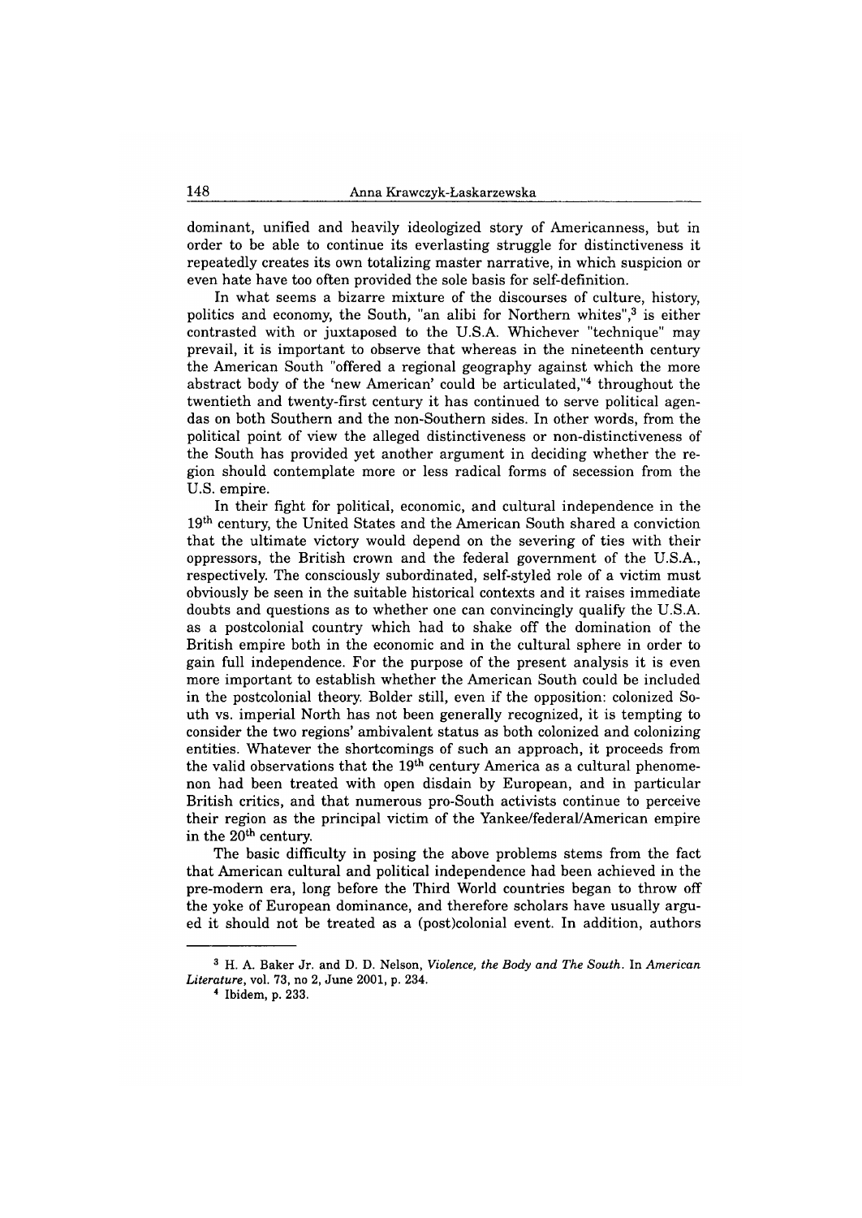dominant, unified and heavily ideologized story of Americanness, but in order to be able to continue its everlasting struggle for distinctiveness it repeatedly creates its own totalizing master narrative, in which suspicion or even hate have too often provided the sole basis for self-definition.

In what seems a bizarre mixture of the discourses of culture, history, politics and economy, the South, "an alibi for Northern whites",[3] is either contrasted with or juxtaposed to the U.S.A. Whichever "technique" may prevail, it is important to observe that whereas in the nineteenth century the American South "offered a regional geography against which the more abstract body of the 'new American' could be articulated,"[4] throughout the twentieth and twenty-first century it has continued to serve political agendas on both Southern and the non-Southern sides. In other words, from the political point of view the alleged distinctiveness or non-distinctiveness of the South has provided yet another argument in deciding whether the region should contemplate more or less radical forms of secession from the U.S. empire.

In their fight for political, economic, and cultural independence in the 19th century, the United States and the American South shared a conviction that the ultimate victory would depend on the severing of ties with their oppressors, the British crown and the federal government of the U.S.A., respectively. The consciously subordinated, self-styled role of a victim must obviously be seen in the suitable historical contexts and it raises immediate doubts and questions as to whether one can convincingly qualify the U.S.A. as a postcolonial country which had to shake off the domination of the British empire both in the economic and in the cultural sphere in order to gain full independence. For the purpose of the present analysis it is even more important to establish whether the American South could be included in the postcolonial theory. Bolder still, even if the opposition: colonized South vs. imperial North has not been generally recognized, it is tempting to consider the two regions' ambivalent status as both colonized and colonizing entities. Whatever the shortcomings of such an approach, it proceeds from the valid observations that the 19th century America as a cultural phenomenon had been treated with open disdain by European, and in particular British critics, and that numerous pro-South activists continue to perceive their region as the principal victim of the Yankee/federal/American empire in the 20th century.

The basic difficulty in posing the above problems stems from the fact that American cultural and political independence had been achieved in the pre-modern era, long before the Third World countries began to throw off the yoke of European dominance, and therefore scholars have usually argued it should not be treated as a (post)colonial event. In addition, authors

---

[3] H. A. Baker Jr. and D. D. Nelson, *Violence, the Body and The South*. In *American Literature*, vol. 73, no 2, June 2001, p. 234.

[4] Ibidem, p. 233.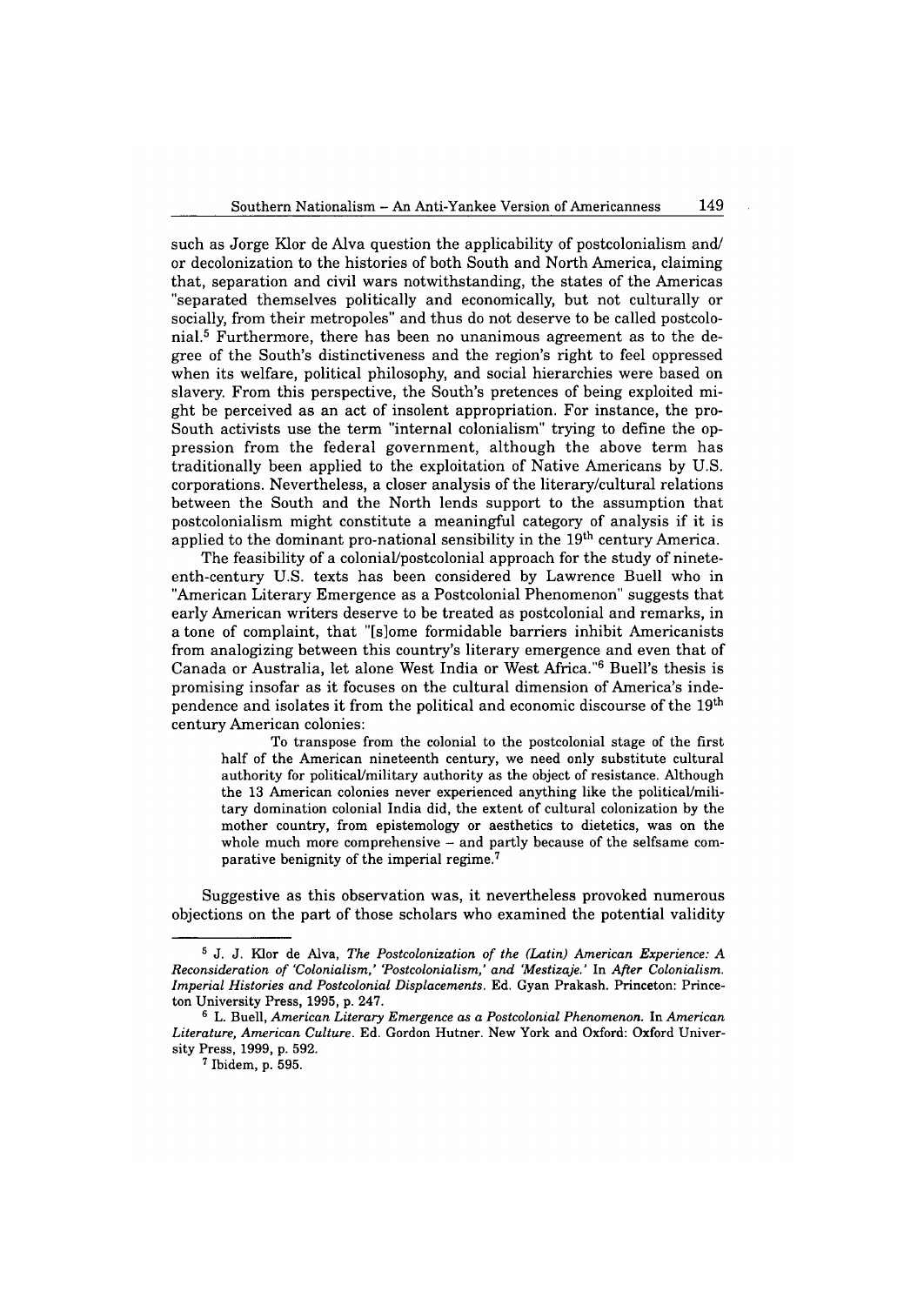such as Jorge Klor de Alva question the applicability of postcolonialism and/ or decolonization to the histories of both South and North America, claiming that, separation and civil wars notwithstanding, the states of the Americas "separated themselves politically and economically, but not culturally or socially, from their metropoles" and thus do not deserve to be called postcolonial.[5] Furthermore, there has been no unanimous agreement as to the degree of the South's distinctiveness and the region's right to feel oppressed when its welfare, political philosophy, and social hierarchies were based on slavery. From this perspective, the South's pretences of being exploited might be perceived as an act of insolent appropriation. For instance, the pro-South activists use the term "internal colonialism" trying to define the oppression from the federal government, although the above term has traditionally been applied to the exploitation of Native Americans by U.S. corporations. Nevertheless, a closer analysis of the literary/cultural relations between the South and the North lends support to the assumption that postcolonialism might constitute a meaningful category of analysis if it is applied to the dominant pro-national sensibility in the 19th century America.

The feasibility of a colonial/postcolonial approach for the study of nineteenth-century U.S. texts has been considered by Lawrence Buell who in "American Literary Emergence as a Postcolonial Phenomenon" suggests that early American writers deserve to be treated as postcolonial and remarks, in a tone of complaint, that "[s]ome formidable barriers inhibit Americanists from analogizing between this country's literary emergence and even that of Canada or Australia, let alone West India or West Africa."[6] Buell's thesis is promising insofar as it focuses on the cultural dimension of America's independence and isolates it from the political and economic discourse of the 19th century American colonies:

> To transpose from the colonial to the postcolonial stage of the first half of the American nineteenth century, we need only substitute cultural authority for political/military authority as the object of resistance. Although the 13 American colonies never experienced anything like the political/military domination colonial India did, the extent of cultural colonization by the mother country, from epistemology or aesthetics to dietetics, was on the whole much more comprehensive – and partly because of the selfsame comparative benignity of the imperial regime.[7]

Suggestive as this observation was, it nevertheless provoked numerous objections on the part of those scholars who examined the potential validity

---

[5] J. J. Klor de Alva, *The Postcolonization of the (Latin) American Experience: A Reconsideration of 'Colonialism,' 'Postcolonialism,' and 'Mestizaje.'* In *After Colonialism. Imperial Histories and Postcolonial Displacements*. Ed. Gyan Prakash. Princeton: Princeton University Press, 1995, p. 247.

[6] L. Buell, *American Literary Emergence as a Postcolonial Phenomenon*. In *American Literature, American Culture*. Ed. Gordon Hutner. New York and Oxford: Oxford University Press, 1999, p. 592.

[7] Ibidem, p. 595.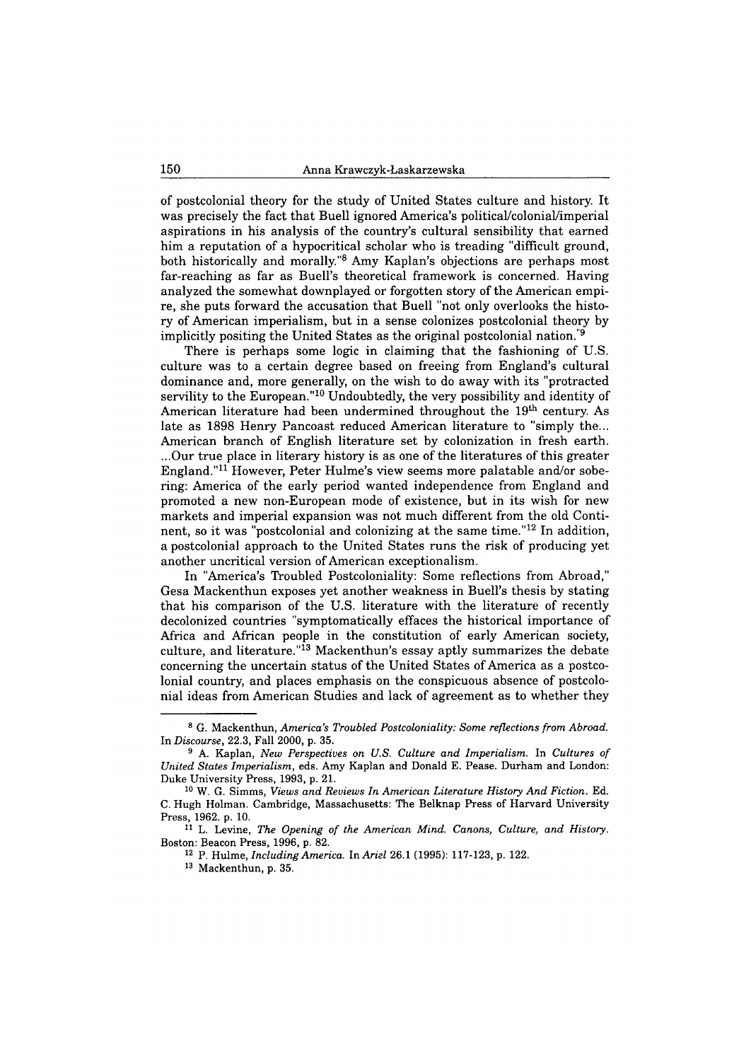of postcolonial theory for the study of United States culture and history. It was precisely the fact that Buell ignored America's political/colonial/imperial aspirations in his analysis of the country's cultural sensibility that earned him a reputation of a hypocritical scholar who is treading "difficult ground, both historically and morally."[8] Amy Kaplan's objections are perhaps most far-reaching as far as Buell's theoretical framework is concerned. Having analyzed the somewhat downplayed or forgotten story of the American empire, she puts forward the accusation that Buell "not only overlooks the history of American imperialism, but in a sense colonizes postcolonial theory by implicitly positing the United States as the original postcolonial nation."[9]

There is perhaps some logic in claiming that the fashioning of U.S. culture was to a certain degree based on freeing from England's cultural dominance and, more generally, on the wish to do away with its "protracted servility to the European."[10] Undoubtedly, the very possibility and identity of American literature had been undermined throughout the 19th century. As late as 1898 Henry Pancoast reduced American literature to "simply the... American branch of English literature set by colonization in fresh earth. ...Our true place in literary history is as one of the literatures of this greater England."[11] However, Peter Hulme's view seems more palatable and/or sobering: America of the early period wanted independence from England and promoted a new non-European mode of existence, but in its wish for new markets and imperial expansion was not much different from the old Continent, so it was "postcolonial and colonizing at the same time."[12] In addition, a postcolonial approach to the United States runs the risk of producing yet another uncritical version of American exceptionalism.

In "America's Troubled Postcoloniality: Some reflections from Abroad," Gesa Mackenthun exposes yet another weakness in Buell's thesis by stating that his comparison of the U.S. literature with the literature of recently decolonized countries "symptomatically effaces the historical importance of Africa and African people in the constitution of early American society, culture, and literature."[13] Mackenthun's essay aptly summarizes the debate concerning the uncertain status of the United States of America as a postcolonial country, and places emphasis on the conspicuous absence of postcolonial ideas from American Studies and lack of agreement as to whether they

---

[8] G. Mackenthun, *America's Troubled Postcoloniality: Some reflections from Abroad*. In *Discourse*, 22.3, Fall 2000, p. 35.

[9] A. Kaplan, *New Perspectives on U.S. Culture and Imperialism*. In *Cultures of United States Imperialism*, eds. Amy Kaplan and Donald E. Pease. Durham and London: Duke University Press, 1993, p. 21.

[10] W. G. Simms, *Views and Reviews In American Literature History And Fiction*. Ed. C. Hugh Holman. Cambridge, Massachusetts: The Belknap Press of Harvard University Press, 1962. p. 10.

[11] L. Levine, *The Opening of the American Mind. Canons, Culture, and History*. Boston: Beacon Press, 1996, p. 82.

[12] P. Hulme, *Including America*. In *Ariel* 26.1 (1995): 117-123, p. 122.

[13] Mackenthun, p. 35.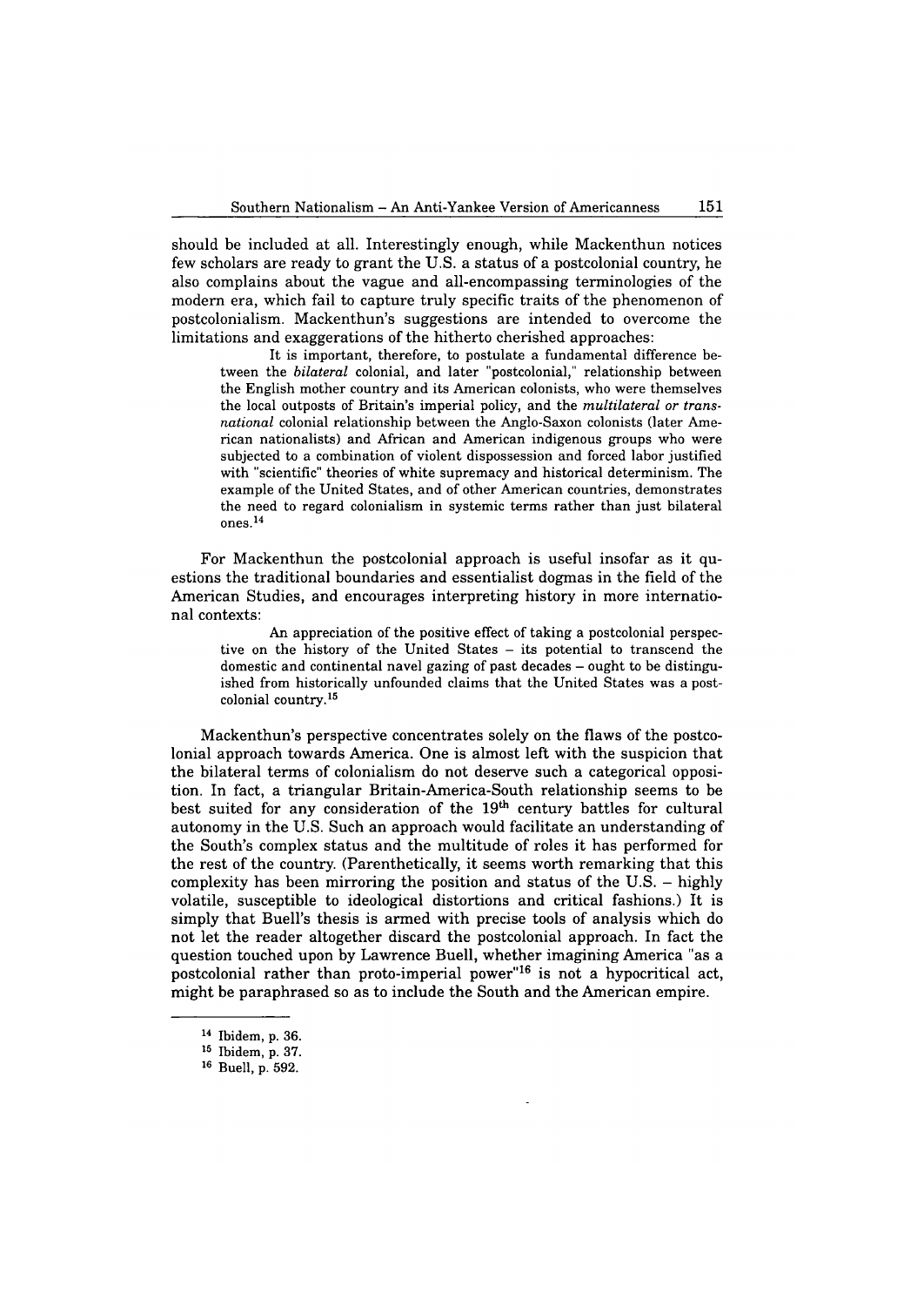should be included at all. Interestingly enough, while Mackenthun notices few scholars are ready to grant the U.S. a status of a postcolonial country, he also complains about the vague and all-encompassing terminologies of the modern era, which fail to capture truly specific traits of the phenomenon of postcolonialism. Mackenthun's suggestions are intended to overcome the limitations and exaggerations of the hitherto cherished approaches:

> It is important, therefore, to postulate a fundamental difference between the *bilateral* colonial, and later "postcolonial," relationship between the English mother country and its American colonists, who were themselves the local outposts of Britain's imperial policy, and the *multilateral or transnational* colonial relationship between the Anglo-Saxon colonists (later American nationalists) and African and American indigenous groups who were subjected to a combination of violent dispossession and forced labor justified with "scientific" theories of white supremacy and historical determinism. The example of the United States, and of other American countries, demonstrates the need to regard colonialism in systemic terms rather than just bilateral ones.[14]

For Mackenthun the postcolonial approach is useful insofar as it questions the traditional boundaries and essentialist dogmas in the field of the American Studies, and encourages interpreting history in more international contexts:

> An appreciation of the positive effect of taking a postcolonial perspective on the history of the United States – its potential to transcend the domestic and continental navel gazing of past decades – ought to be distinguished from historically unfounded claims that the United States was a postcolonial country.[15]

Mackenthun's perspective concentrates solely on the flaws of the postcolonial approach towards America. One is almost left with the suspicion that the bilateral terms of colonialism do not deserve such a categorical opposition. In fact, a triangular Britain-America-South relationship seems to be best suited for any consideration of the 19th century battles for cultural autonomy in the U.S. Such an approach would facilitate an understanding of the South's complex status and the multitude of roles it has performed for the rest of the country. (Parenthetically, it seems worth remarking that this complexity has been mirroring the position and status of the U.S. – highly volatile, susceptible to ideological distortions and critical fashions.) It is simply that Buell's thesis is armed with precise tools of analysis which do not let the reader altogether discard the postcolonial approach. In fact the question touched upon by Lawrence Buell, whether imagining America "as a postcolonial rather than proto-imperial power"[16] is not a hypocritical act, might be paraphrased so as to include the South and the American empire.

---

[14] Ibidem, p. 36.

[15] Ibidem, p. 37.

[16] Buell, p. 592.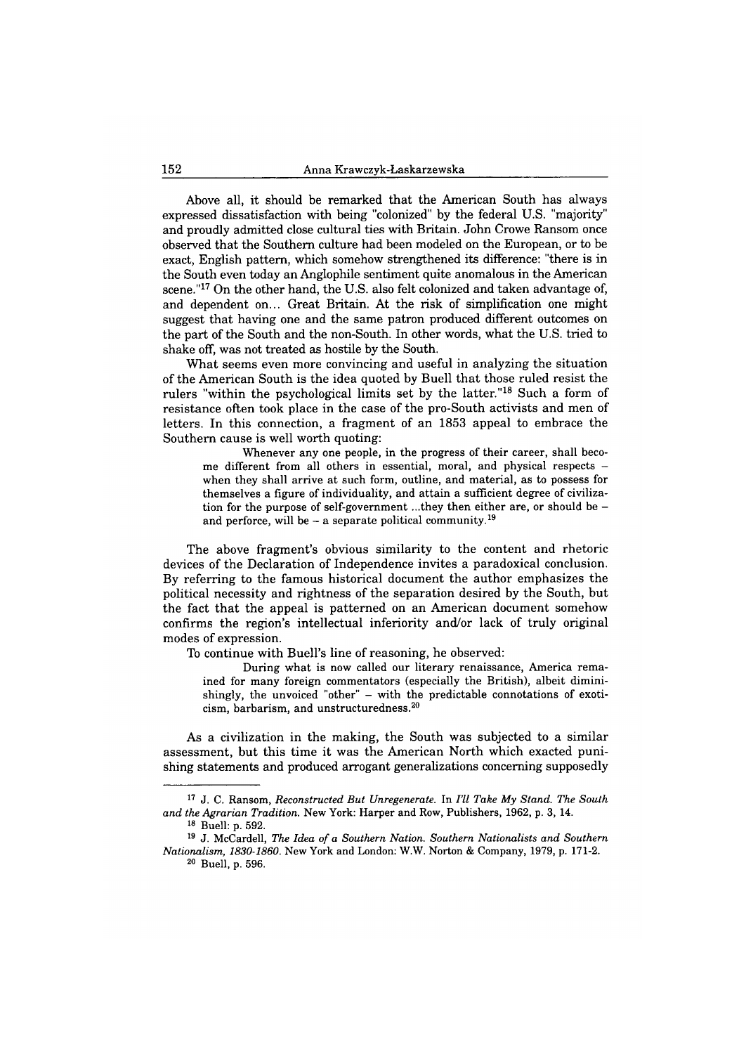Above all, it should be remarked that the American South has always expressed dissatisfaction with being "colonized" by the federal U.S. "majority" and proudly admitted close cultural ties with Britain. John Crowe Ransom once observed that the Southern culture had been modeled on the European, or to be exact, English pattern, which somehow strengthened its difference: "there is in the South even today an Anglophile sentiment quite anomalous in the American scene."[17] On the other hand, the U.S. also felt colonized and taken advantage of, and dependent on... Great Britain. At the risk of simplification one might suggest that having one and the same patron produced different outcomes on the part of the South and the non-South. In other words, what the U.S. tried to shake off, was not treated as hostile by the South.

What seems even more convincing and useful in analyzing the situation of the American South is the idea quoted by Buell that those ruled resist the rulers "within the psychological limits set by the latter."[18] Such a form of resistance often took place in the case of the pro-South activists and men of letters. In this connection, a fragment of an 1853 appeal to embrace the Southern cause is well worth quoting:

> Whenever any one people, in the progress of their career, shall become different from all others in essential, moral, and physical respects – when they shall arrive at such form, outline, and material, as to possess for themselves a figure of individuality, and attain a sufficient degree of civilization for the purpose of self-government ...they then either are, or should be – and perforce, will be – a separate political community.[19]

The above fragment's obvious similarity to the content and rhetoric devices of the Declaration of Independence invites a paradoxical conclusion. By referring to the famous historical document the author emphasizes the political necessity and rightness of the separation desired by the South, but the fact that the appeal is patterned on an American document somehow confirms the region's intellectual inferiority and/or lack of truly original modes of expression.

To continue with Buell's line of reasoning, he observed:

> During what is now called our literary renaissance, America remained for many foreign commentators (especially the British), albeit diminishingly, the unvoiced "other" – with the predictable connotations of exoticism, barbarism, and unstructuredness.[20]

As a civilization in the making, the South was subjected to a similar assessment, but this time it was the American North which exacted punishing statements and produced arrogant generalizations concerning supposedly

---

[17] J. C. Ransom, *Reconstructed But Unregenerate*. In *I'll Take My Stand. The South and the Agrarian Tradition*. New York: Harper and Row, Publishers, 1962, p. 3, 14.

[18] Buell: p. 592.

[19] J. McCardell, *The Idea of a Southern Nation. Southern Nationalists and Southern Nationalism, 1830-1860*. New York and London: W.W. Norton & Company, 1979, p. 171-2.

[20] Buell, p. 596.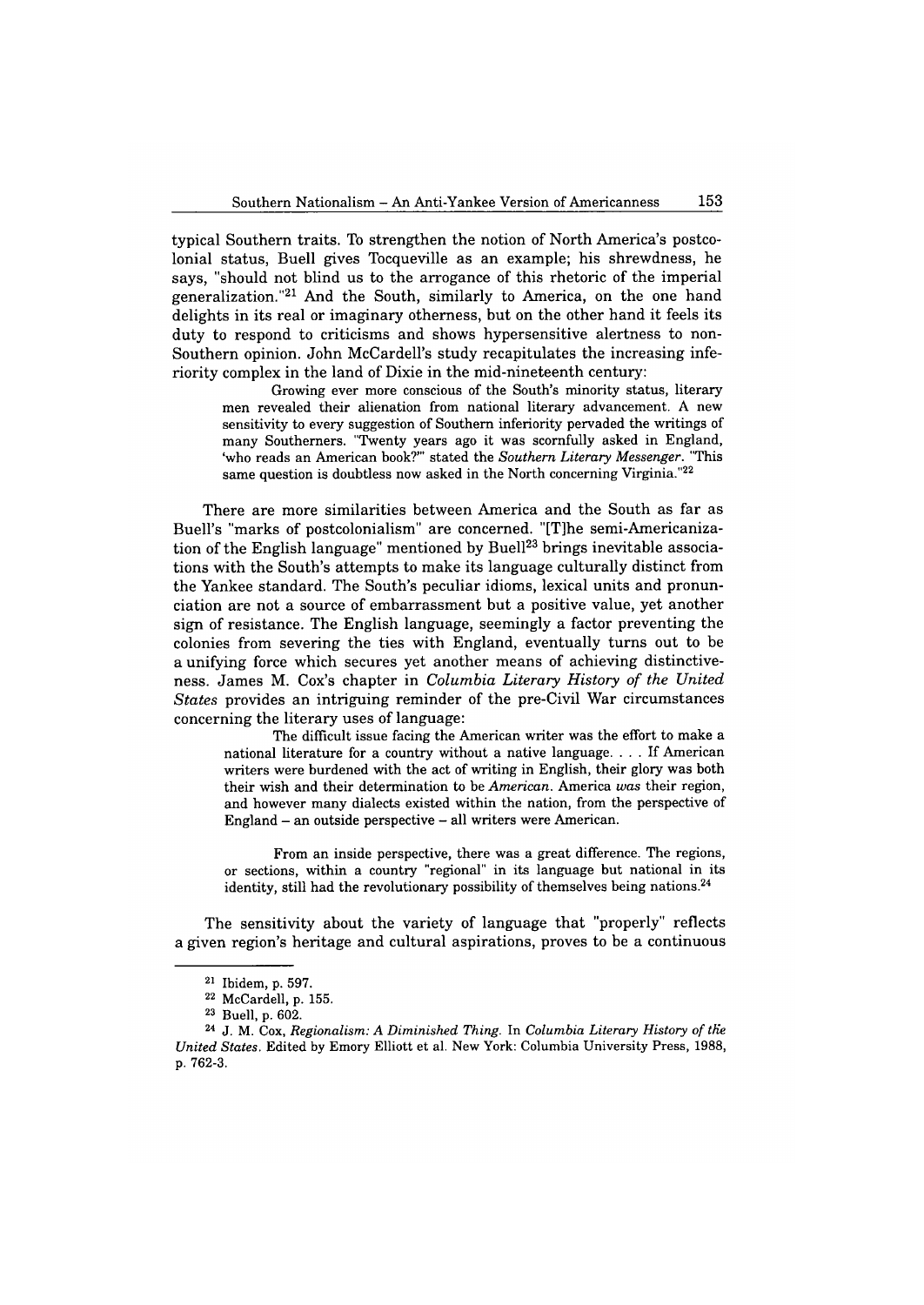typical Southern traits. To strengthen the notion of North America's postcolonial status, Buell gives Tocqueville as an example; his shrewdness, he says, "should not blind us to the arrogance of this rhetoric of the imperial generalization."[21] And the South, similarly to America, on the one hand delights in its real or imaginary otherness, but on the other hand it feels its duty to respond to criticisms and shows hypersensitive alertness to non-Southern opinion. John McCardell's study recapitulates the increasing inferiority complex in the land of Dixie in the mid-nineteenth century:

> Growing ever more conscious of the South's minority status, literary men revealed their alienation from national literary advancement. A new sensitivity to every suggestion of Southern inferiority pervaded the writings of many Southerners. "Twenty years ago it was scornfully asked in England, 'who reads an American book?'" stated the *Southern Literary Messenger*. "This same question is doubtless now asked in the North concerning Virginia."[22]

There are more similarities between America and the South as far as Buell's "marks of postcolonialism" are concerned. "[T]he semi-Americanization of the English language" mentioned by Buell[23] brings inevitable associations with the South's attempts to make its language culturally distinct from the Yankee standard. The South's peculiar idioms, lexical units and pronunciation are not a source of embarrassment but a positive value, yet another sign of resistance. The English language, seemingly a factor preventing the colonies from severing the ties with England, eventually turns out to be a unifying force which secures yet another means of achieving distinctiveness. James M. Cox's chapter in *Columbia Literary History of the United States* provides an intriguing reminder of the pre-Civil War circumstances concerning the literary uses of language:

> The difficult issue facing the American writer was the effort to make a national literature for a country without a native language. . . . If American writers were burdened with the act of writing in English, their glory was both their wish and their determination to be *American*. America *was* their region, and however many dialects existed within the nation, from the perspective of England – an outside perspective – all writers were American.
>
> From an inside perspective, there was a great difference. The regions, or sections, within a country "regional" in its language but national in its identity, still had the revolutionary possibility of themselves being nations.[24]

The sensitivity about the variety of language that "properly" reflects a given region's heritage and cultural aspirations, proves to be a continuous

---

[21] Ibidem, p. 597.

[22] McCardell, p. 155.

[23] Buell, p. 602.

[24] J. M. Cox, *Regionalism: A Diminished Thing*. In *Columbia Literary History of the United States*. Edited by Emory Elliott et al. New York: Columbia University Press, 1988, p. 762-3.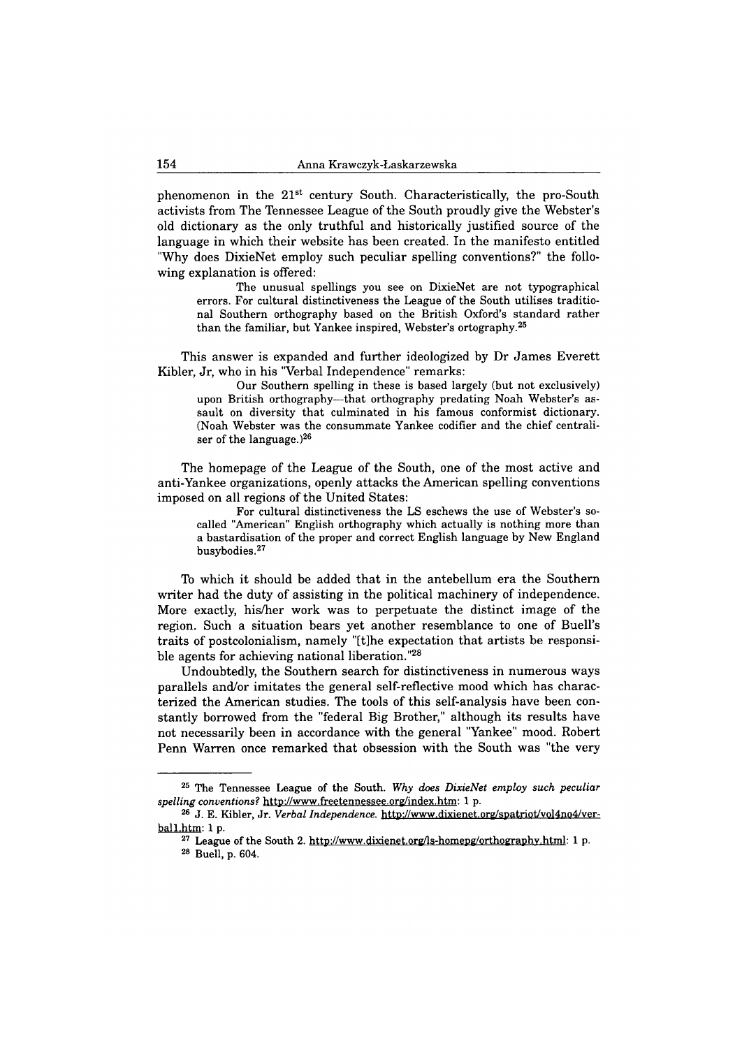phenomenon in the 21st century South. Characteristically, the pro-South activists from The Tennessee League of the South proudly give the Webster's old dictionary as the only truthful and historically justified source of the language in which their website has been created. In the manifesto entitled "Why does DixieNet employ such peculiar spelling conventions?" the following explanation is offered:

> The unusual spellings you see on DixieNet are not typographical errors. For cultural distinctiveness the League of the South utilises traditional Southern orthography based on the British Oxford's standard rather than the familiar, but Yankee inspired, Webster's ortography.[25]

This answer is expanded and further ideologized by Dr James Everett Kibler, Jr, who in his "Verbal Independence" remarks:

> Our Southern spelling in these is based largely (but not exclusively) upon British orthography—that orthography predating Noah Webster's assault on diversity that culminated in his famous conformist dictionary. (Noah Webster was the consummate Yankee codifier and the chief centraliser of the language.)[26]

The homepage of the League of the South, one of the most active and anti-Yankee organizations, openly attacks the American spelling conventions imposed on all regions of the United States:

> For cultural distinctiveness the LS eschews the use of Webster's so-called "American" English orthography which actually is nothing more than a bastardisation of the proper and correct English language by New England busybodies.[27]

To which it should be added that in the antebellum era the Southern writer had the duty of assisting in the political machinery of independence. More exactly, his/her work was to perpetuate the distinct image of the region. Such a situation bears yet another resemblance to one of Buell's traits of postcolonialism, namely "[t]he expectation that artists be responsible agents for achieving national liberation."[28]

Undoubtedly, the Southern search for distinctiveness in numerous ways parallels and/or imitates the general self-reflective mood which has characterized the American studies. The tools of this self-analysis have been constantly borrowed from the "federal Big Brother," although its results have not necessarily been in accordance with the general "Yankee" mood. Robert Penn Warren once remarked that obsession with the South was "the very

---

[25] The Tennessee League of the South. *Why does DixieNet employ such peculiar spelling conventions?* http://www.freetennessee.org/index.htm: 1 p.

[26] J. E. Kibler, Jr. *Verbal Independence.* http://www.dixienet.org/spatriot/vol4no4/verball.htm: 1 p.

[27] League of the South 2. http://www.dixienet.org/ls-homepg/orthography.html: 1 p.

[28] Buell, p. 604.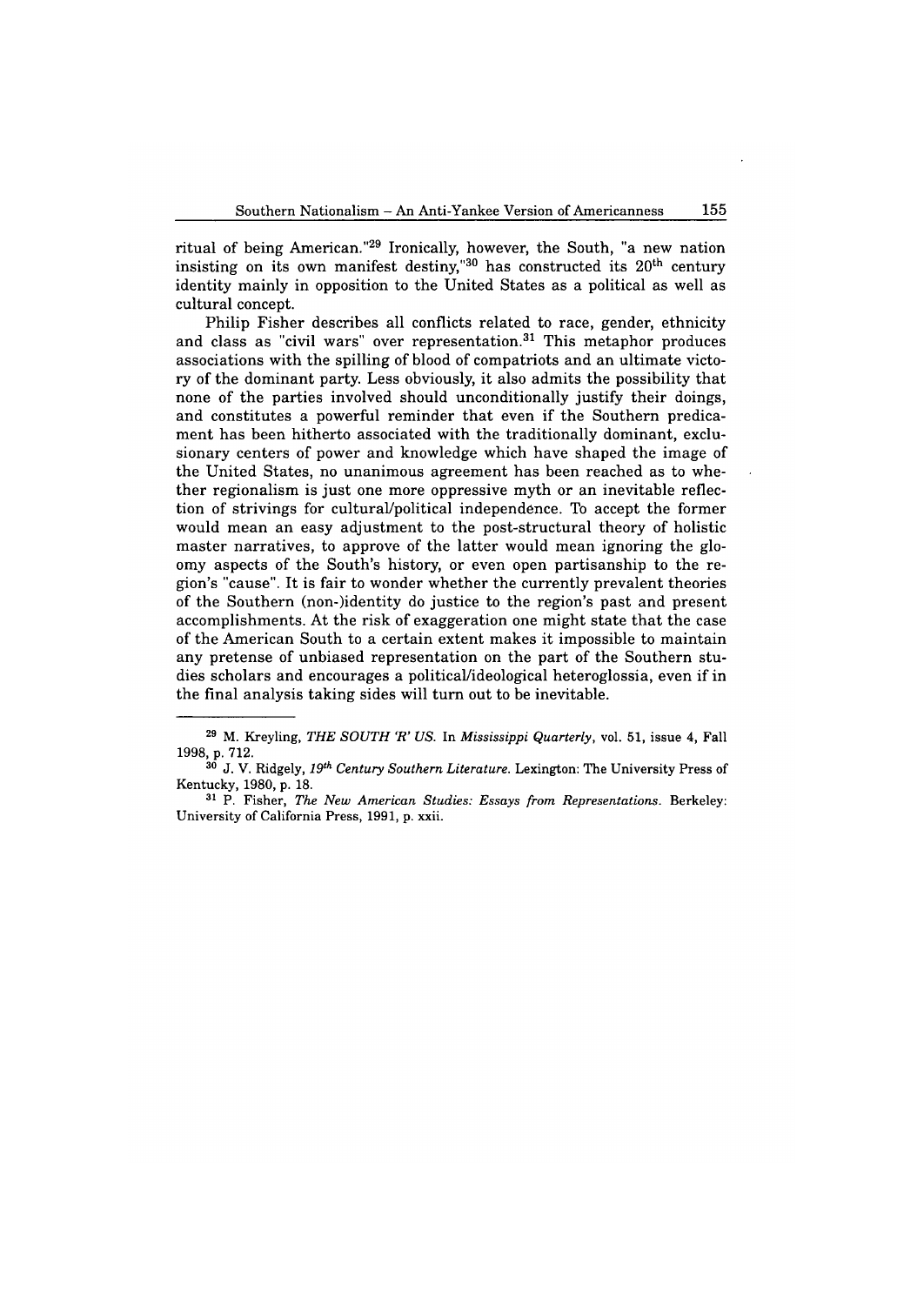ritual of being American."[29] Ironically, however, the South, "a new nation insisting on its own manifest destiny,"[30] has constructed its 20th century identity mainly in opposition to the United States as a political as well as cultural concept.

Philip Fisher describes all conflicts related to race, gender, ethnicity and class as "civil wars" over representation.[31] This metaphor produces associations with the spilling of blood of compatriots and an ultimate victory of the dominant party. Less obviously, it also admits the possibility that none of the parties involved should unconditionally justify their doings, and constitutes a powerful reminder that even if the Southern predicament has been hitherto associated with the traditionally dominant, exclusionary centers of power and knowledge which have shaped the image of the United States, no unanimous agreement has been reached as to whether regionalism is just one more oppressive myth or an inevitable reflection of strivings for cultural/political independence. To accept the former would mean an easy adjustment to the post-structural theory of holistic master narratives, to approve of the latter would mean ignoring the gloomy aspects of the South's history, or even open partisanship to the region's "cause". It is fair to wonder whether the currently prevalent theories of the Southern (non-)identity do justice to the region's past and present accomplishments. At the risk of exaggeration one might state that the case of the American South to a certain extent makes it impossible to maintain any pretense of unbiased representation on the part of the Southern studies scholars and encourages a political/ideological heteroglossia, even if in the final analysis taking sides will turn out to be inevitable.

---

[29] M. Kreyling, *THE SOUTH 'R' US*. In *Mississippi Quarterly*, vol. 51, issue 4, Fall 1998, p. 712.

[30] J. V. Ridgely, *19th Century Southern Literature*. Lexington: The University Press of Kentucky, 1980, p. 18.

[31] P. Fisher, *The New American Studies: Essays from Representations*. Berkeley: University of California Press, 1991, p. xxii.